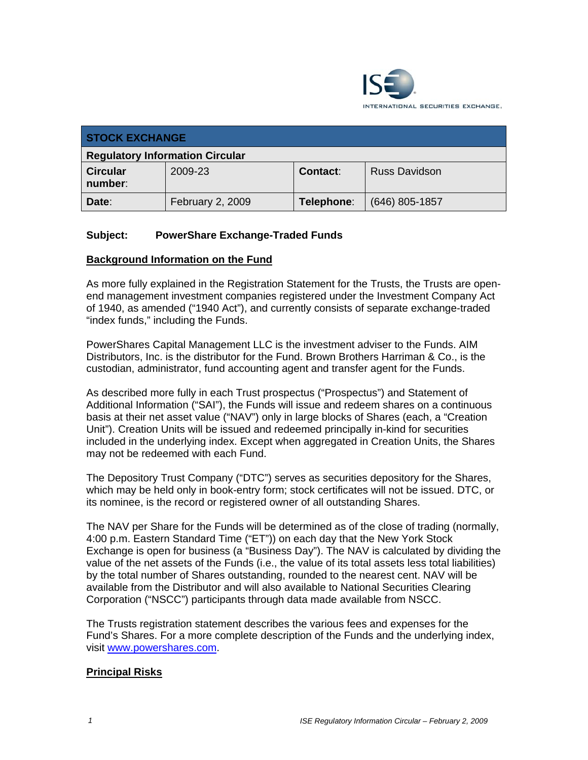ISE INTERNATIONAL SECURITIES EXCHANGE.

| STOCK EXCHANGE | | | |
|---|---|---|---|
| **Regulatory Information Circular** | | | |
| **Circular number:** | 2009-23 | **Contact:** | Russ Davidson |
| **Date:** | February 2, 2009 | **Telephone:** | (646) 805-1857 |

**Subject: PowerShare Exchange-Traded Funds**

## Background Information on the Fund

As more fully explained in the Registration Statement for the Trusts, the Trusts are open-end management investment companies registered under the Investment Company Act of 1940, as amended ("1940 Act"), and currently consists of separate exchange-traded "index funds," including the Funds.

PowerShares Capital Management LLC is the investment adviser to the Funds. AIM Distributors, Inc. is the distributor for the Fund. Brown Brothers Harriman & Co., is the custodian, administrator, fund accounting agent and transfer agent for the Funds.

As described more fully in each Trust prospectus ("Prospectus") and Statement of Additional Information ("SAI"), the Funds will issue and redeem shares on a continuous basis at their net asset value ("NAV") only in large blocks of Shares (each, a "Creation Unit"). Creation Units will be issued and redeemed principally in-kind for securities included in the underlying index. Except when aggregated in Creation Units, the Shares may not be redeemed with each Fund.

The Depository Trust Company ("DTC") serves as securities depository for the Shares, which may be held only in book-entry form; stock certificates will not be issued. DTC, or its nominee, is the record or registered owner of all outstanding Shares.

The NAV per Share for the Funds will be determined as of the close of trading (normally, 4:00 p.m. Eastern Standard Time ("ET")) on each day that the New York Stock Exchange is open for business (a "Business Day"). The NAV is calculated by dividing the value of the net assets of the Funds (i.e., the value of its total assets less total liabilities) by the total number of Shares outstanding, rounded to the nearest cent. NAV will be available from the Distributor and will also available to National Securities Clearing Corporation ("NSCC") participants through data made available from NSCC.

The Trusts registration statement describes the various fees and expenses for the Fund's Shares. For a more complete description of the Funds and the underlying index, visit www.powershares.com.

## Principal Risks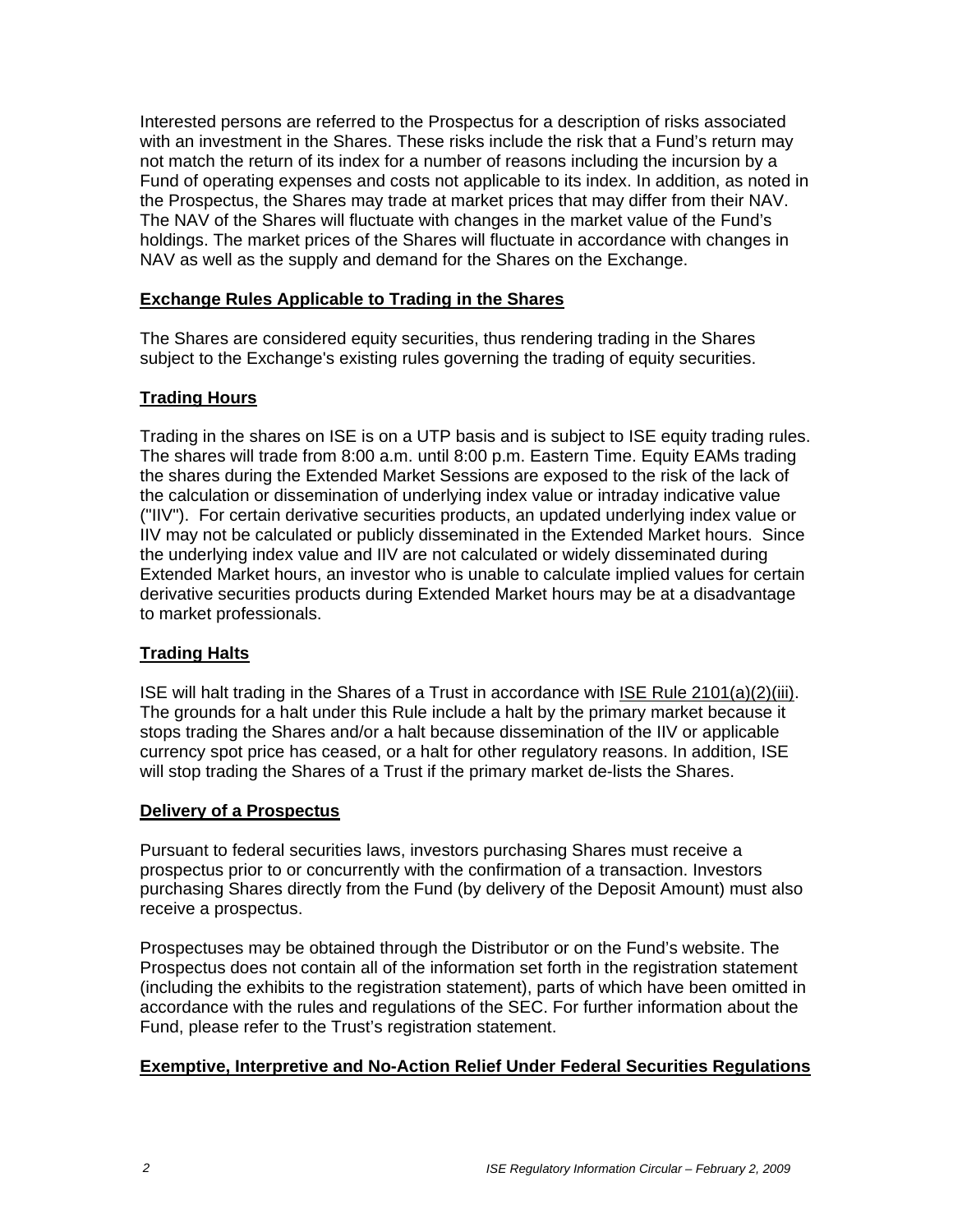Interested persons are referred to the Prospectus for a description of risks associated with an investment in the Shares. These risks include the risk that a Fund's return may not match the return of its index for a number of reasons including the incursion by a Fund of operating expenses and costs not applicable to its index. In addition, as noted in the Prospectus, the Shares may trade at market prices that may differ from their NAV. The NAV of the Shares will fluctuate with changes in the market value of the Fund's holdings. The market prices of the Shares will fluctuate in accordance with changes in NAV as well as the supply and demand for the Shares on the Exchange.

## Exchange Rules Applicable to Trading in the Shares

The Shares are considered equity securities, thus rendering trading in the Shares subject to the Exchange's existing rules governing the trading of equity securities.

## Trading Hours

Trading in the shares on ISE is on a UTP basis and is subject to ISE equity trading rules. The shares will trade from 8:00 a.m. until 8:00 p.m. Eastern Time. Equity EAMs trading the shares during the Extended Market Sessions are exposed to the risk of the lack of the calculation or dissemination of underlying index value or intraday indicative value ("IIV"). For certain derivative securities products, an updated underlying index value or IIV may not be calculated or publicly disseminated in the Extended Market hours. Since the underlying index value and IIV are not calculated or widely disseminated during Extended Market hours, an investor who is unable to calculate implied values for certain derivative securities products during Extended Market hours may be at a disadvantage to market professionals.

## Trading Halts

ISE will halt trading in the Shares of a Trust in accordance with ISE Rule 2101(a)(2)(iii). The grounds for a halt under this Rule include a halt by the primary market because it stops trading the Shares and/or a halt because dissemination of the IIV or applicable currency spot price has ceased, or a halt for other regulatory reasons. In addition, ISE will stop trading the Shares of a Trust if the primary market de-lists the Shares.

## Delivery of a Prospectus

Pursuant to federal securities laws, investors purchasing Shares must receive a prospectus prior to or concurrently with the confirmation of a transaction. Investors purchasing Shares directly from the Fund (by delivery of the Deposit Amount) must also receive a prospectus.

Prospectuses may be obtained through the Distributor or on the Fund's website. The Prospectus does not contain all of the information set forth in the registration statement (including the exhibits to the registration statement), parts of which have been omitted in accordance with the rules and regulations of the SEC. For further information about the Fund, please refer to the Trust's registration statement.

## Exemptive, Interpretive and No-Action Relief Under Federal Securities Regulations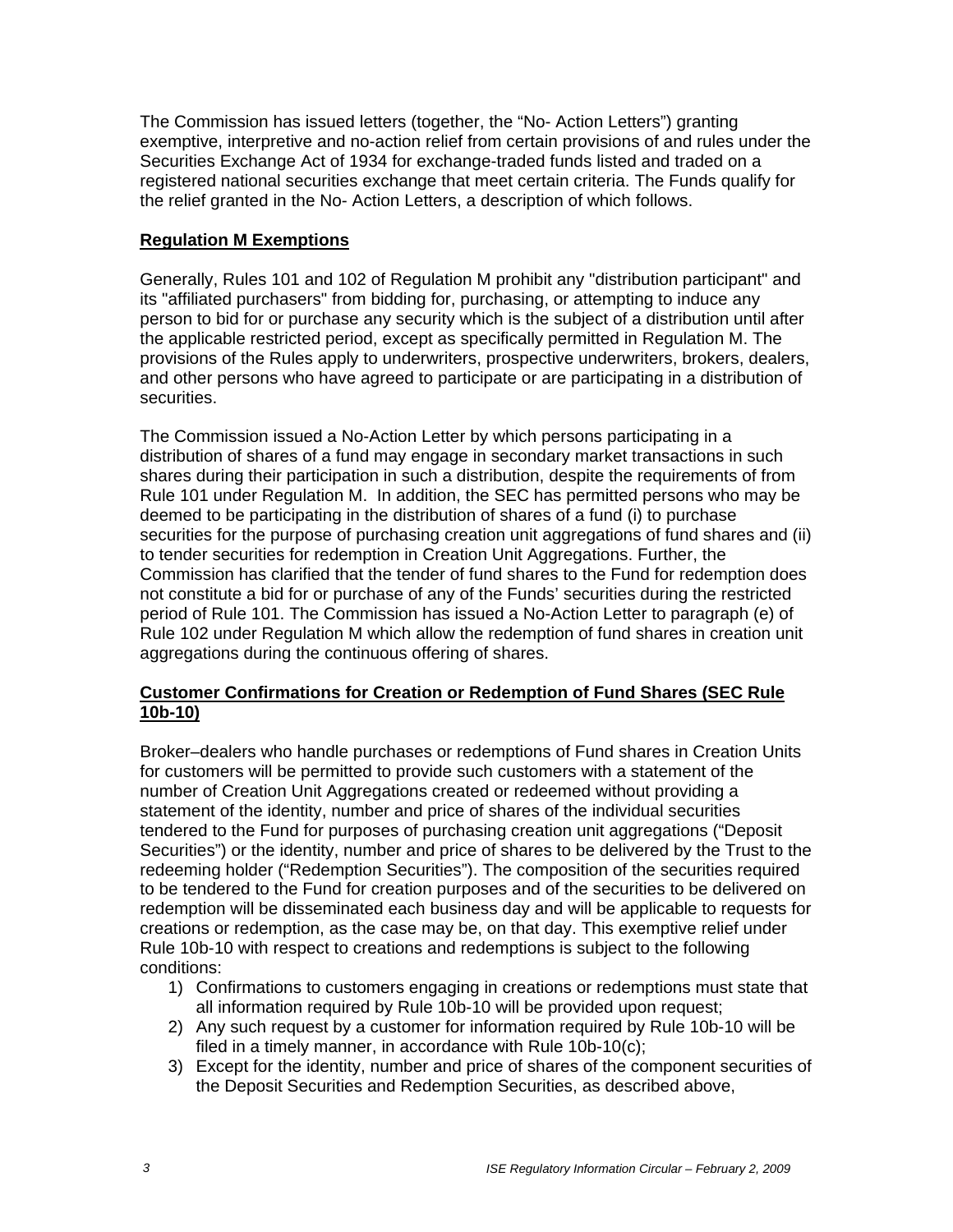The Commission has issued letters (together, the "No- Action Letters") granting exemptive, interpretive and no-action relief from certain provisions of and rules under the Securities Exchange Act of 1934 for exchange-traded funds listed and traded on a registered national securities exchange that meet certain criteria. The Funds qualify for the relief granted in the No- Action Letters, a description of which follows.

**Regulation M Exemptions**

Generally, Rules 101 and 102 of Regulation M prohibit any "distribution participant" and its "affiliated purchasers" from bidding for, purchasing, or attempting to induce any person to bid for or purchase any security which is the subject of a distribution until after the applicable restricted period, except as specifically permitted in Regulation M. The provisions of the Rules apply to underwriters, prospective underwriters, brokers, dealers, and other persons who have agreed to participate or are participating in a distribution of securities.

The Commission issued a No-Action Letter by which persons participating in a distribution of shares of a fund may engage in secondary market transactions in such shares during their participation in such a distribution, despite the requirements of from Rule 101 under Regulation M. In addition, the SEC has permitted persons who may be deemed to be participating in the distribution of shares of a fund (i) to purchase securities for the purpose of purchasing creation unit aggregations of fund shares and (ii) to tender securities for redemption in Creation Unit Aggregations. Further, the Commission has clarified that the tender of fund shares to the Fund for redemption does not constitute a bid for or purchase of any of the Funds' securities during the restricted period of Rule 101. The Commission has issued a No-Action Letter to paragraph (e) of Rule 102 under Regulation M which allow the redemption of fund shares in creation unit aggregations during the continuous offering of shares.

**Customer Confirmations for Creation or Redemption of Fund Shares (SEC Rule 10b-10)**

Broker–dealers who handle purchases or redemptions of Fund shares in Creation Units for customers will be permitted to provide such customers with a statement of the number of Creation Unit Aggregations created or redeemed without providing a statement of the identity, number and price of shares of the individual securities tendered to the Fund for purposes of purchasing creation unit aggregations ("Deposit Securities") or the identity, number and price of shares to be delivered by the Trust to the redeeming holder ("Redemption Securities"). The composition of the securities required to be tendered to the Fund for creation purposes and of the securities to be delivered on redemption will be disseminated each business day and will be applicable to requests for creations or redemption, as the case may be, on that day. This exemptive relief under Rule 10b-10 with respect to creations and redemptions is subject to the following conditions:

1) Confirmations to customers engaging in creations or redemptions must state that all information required by Rule 10b-10 will be provided upon request;
2) Any such request by a customer for information required by Rule 10b-10 will be filed in a timely manner, in accordance with Rule 10b-10(c);
3) Except for the identity, number and price of shares of the component securities of the Deposit Securities and Redemption Securities, as described above,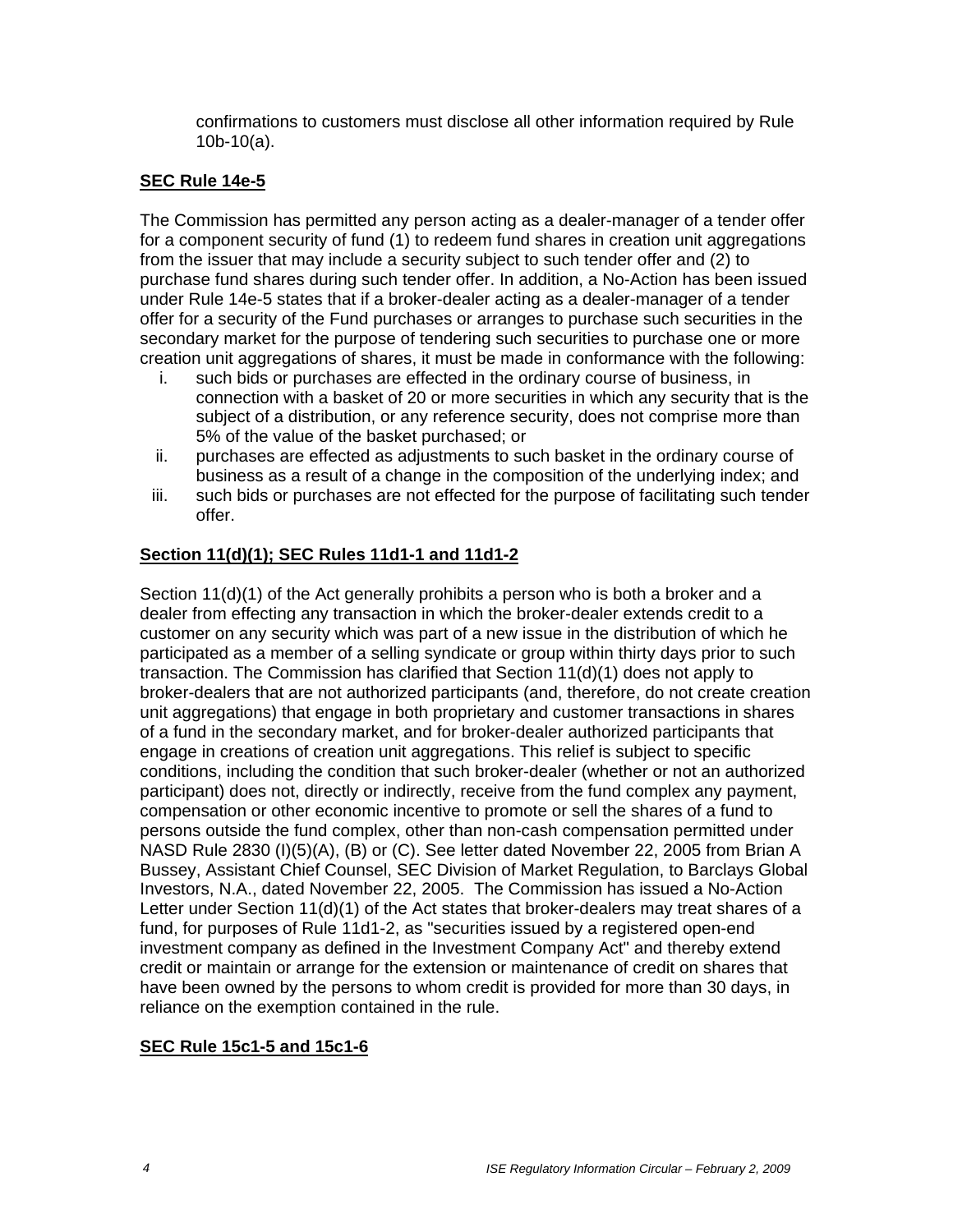confirmations to customers must disclose all other information required by Rule 10b-10(a).

**SEC Rule 14e-5**

The Commission has permitted any person acting as a dealer-manager of a tender offer for a component security of fund (1) to redeem fund shares in creation unit aggregations from the issuer that may include a security subject to such tender offer and (2) to purchase fund shares during such tender offer. In addition, a No-Action has been issued under Rule 14e-5 states that if a broker-dealer acting as a dealer-manager of a tender offer for a security of the Fund purchases or arranges to purchase such securities in the secondary market for the purpose of tendering such securities to purchase one or more creation unit aggregations of shares, it must be made in conformance with the following:

i. such bids or purchases are effected in the ordinary course of business, in connection with a basket of 20 or more securities in which any security that is the subject of a distribution, or any reference security, does not comprise more than 5% of the value of the basket purchased; or
ii. purchases are effected as adjustments to such basket in the ordinary course of business as a result of a change in the composition of the underlying index; and
iii. such bids or purchases are not effected for the purpose of facilitating such tender offer.

**Section 11(d)(1); SEC Rules 11d1-1 and 11d1-2**

Section 11(d)(1) of the Act generally prohibits a person who is both a broker and a dealer from effecting any transaction in which the broker-dealer extends credit to a customer on any security which was part of a new issue in the distribution of which he participated as a member of a selling syndicate or group within thirty days prior to such transaction. The Commission has clarified that Section 11(d)(1) does not apply to broker-dealers that are not authorized participants (and, therefore, do not create creation unit aggregations) that engage in both proprietary and customer transactions in shares of a fund in the secondary market, and for broker-dealer authorized participants that engage in creations of creation unit aggregations. This relief is subject to specific conditions, including the condition that such broker-dealer (whether or not an authorized participant) does not, directly or indirectly, receive from the fund complex any payment, compensation or other economic incentive to promote or sell the shares of a fund to persons outside the fund complex, other than non-cash compensation permitted under NASD Rule 2830 (I)(5)(A), (B) or (C). See letter dated November 22, 2005 from Brian A Bussey, Assistant Chief Counsel, SEC Division of Market Regulation, to Barclays Global Investors, N.A., dated November 22, 2005. The Commission has issued a No-Action Letter under Section 11(d)(1) of the Act states that broker-dealers may treat shares of a fund, for purposes of Rule 11d1-2, as "securities issued by a registered open-end investment company as defined in the Investment Company Act" and thereby extend credit or maintain or arrange for the extension or maintenance of credit on shares that have been owned by the persons to whom credit is provided for more than 30 days, in reliance on the exemption contained in the rule.

**SEC Rule 15c1-5 and 15c1-6**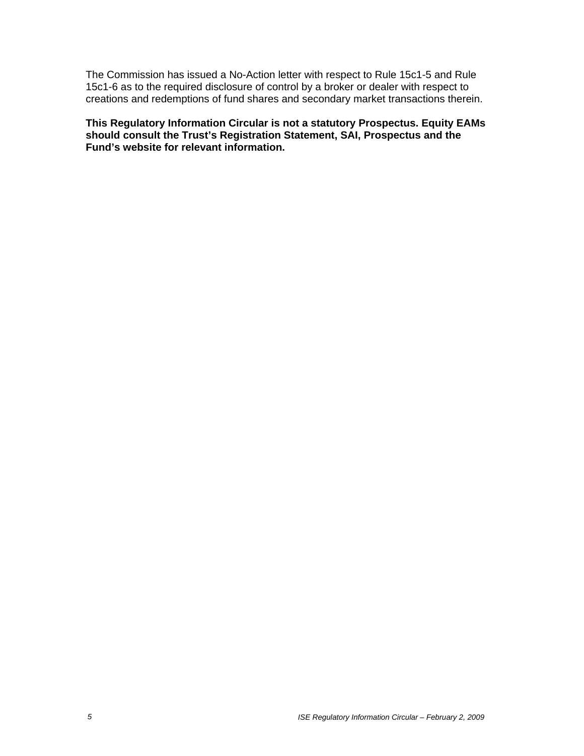The Commission has issued a No-Action letter with respect to Rule 15c1-5 and Rule 15c1-6 as to the required disclosure of control by a broker or dealer with respect to creations and redemptions of fund shares and secondary market transactions therein.

**This Regulatory Information Circular is not a statutory Prospectus. Equity EAMs should consult the Trust's Registration Statement, SAI, Prospectus and the Fund's website for relevant information.**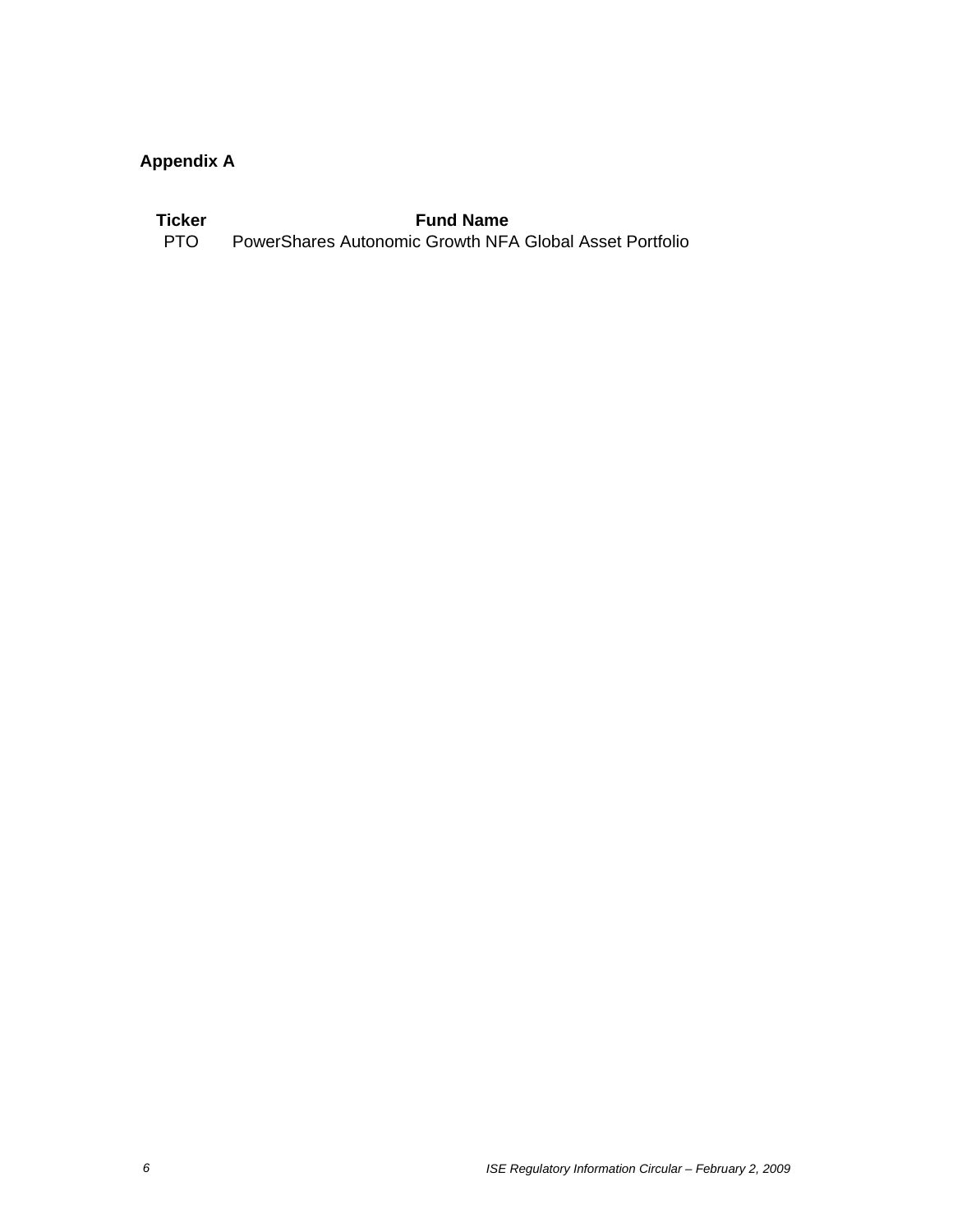**Appendix A**

| Ticker | Fund Name |
|---|---|
| PTO | PowerShares Autonomic Growth NFA Global Asset Portfolio |